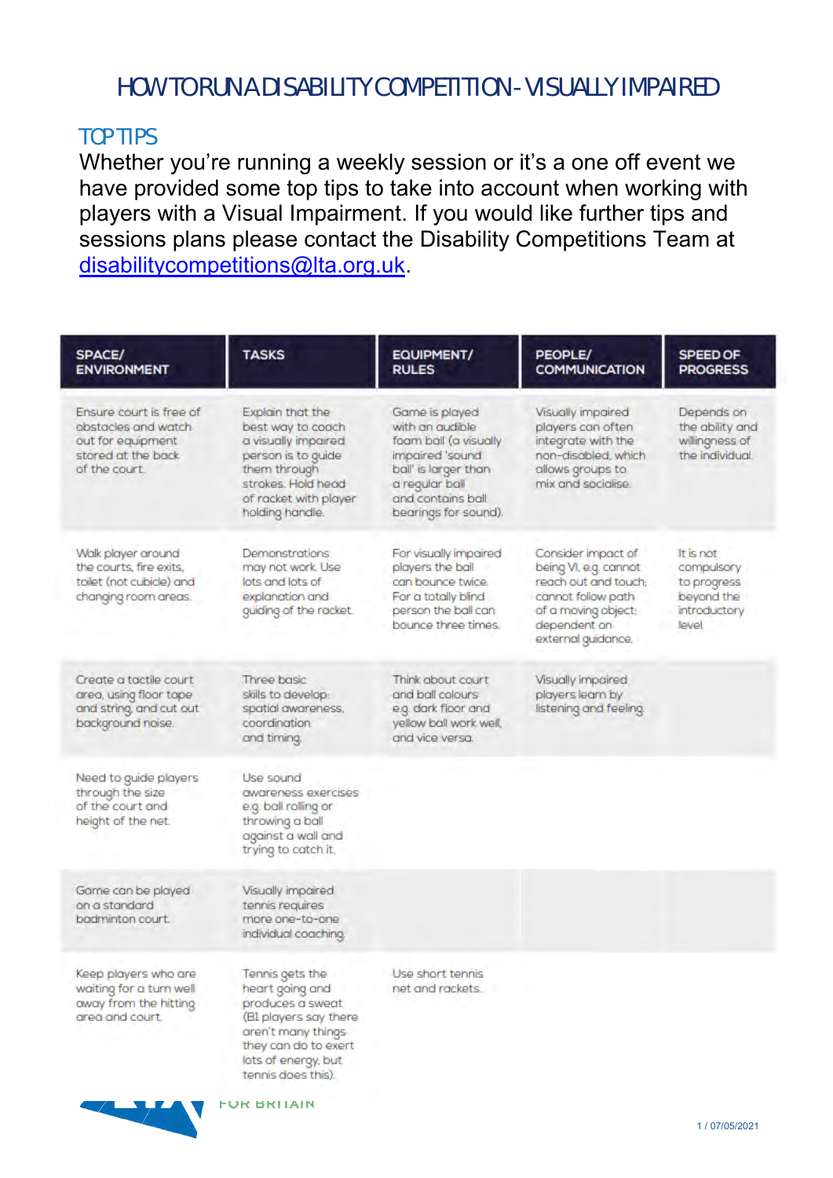# HOW TO RUN A DISABILITY COMPETITION - VISUALLY IMPAIRED

## TOP TIPS

Whether you're running a weekly session or it's a one off event we have provided some top tips to take into account when working with players with a Visual Impairment. If you would like further tips and sessions plans please contact the Disability Competitions Team at disabilitycompetitions@lta.org.uk.

| SPACE/ ENVIRONMENT | TASKS | EQUIPMENT/ RULES | PEOPLE/ COMMUNICATION | SPEED OF PROGRESS |
|---|---|---|---|---|
| Ensure court is free of obstacles and watch out for equipment stored at the back of the court. | Explain that the best way to coach a visually impaired person is to guide them through strokes. Hold head of racket with player holding handle. | Game is played with an audible foam ball (a visually impaired 'sound ball' is larger than a regular ball and contains ball bearings for sound). | Visually impaired players can often integrate with the non-disabled, which allows groups to mix and socialise. | Depends on the ability and willingness of the individual. |
| Walk player around the courts, fire exits, toilet (not cubicle) and changing room areas. | Demonstrations may not work. Use lots and lots of explanation and guiding of the racket. | For visually impaired players the ball can bounce twice. For a totally blind person the ball can bounce three times. | Consider impact of being VI, e.g. cannot reach out and touch; cannot follow path of a moving object; dependent on external guidance. | It is not compulsory to progress beyond the introductory level. |
| Create a tactile court area, using floor tape and string, and cut out background noise. | Three basic skills to develop: spatial awareness, coordination and timing. | Think about court and ball colours e.g. dark floor and yellow ball work well, and vice versa. | Visually impaired players learn by listening and feeling. | |
| Need to guide players through the size of the court and height of the net. | Use sound awareness exercises e.g. ball rolling or throwing a ball against a wall and trying to catch it. | | | |
| Game can be played on a standard badminton court. | Visually impaired tennis requires more one-to-one individual coaching. | | | |
| Keep players who are waiting for a turn well away from the hitting area and court. | Tennis gets the heart going and produces a sweat (B1 players say there aren't many things they can do to exert lots of energy, but tennis does this). | Use short tennis net and rackets. | | |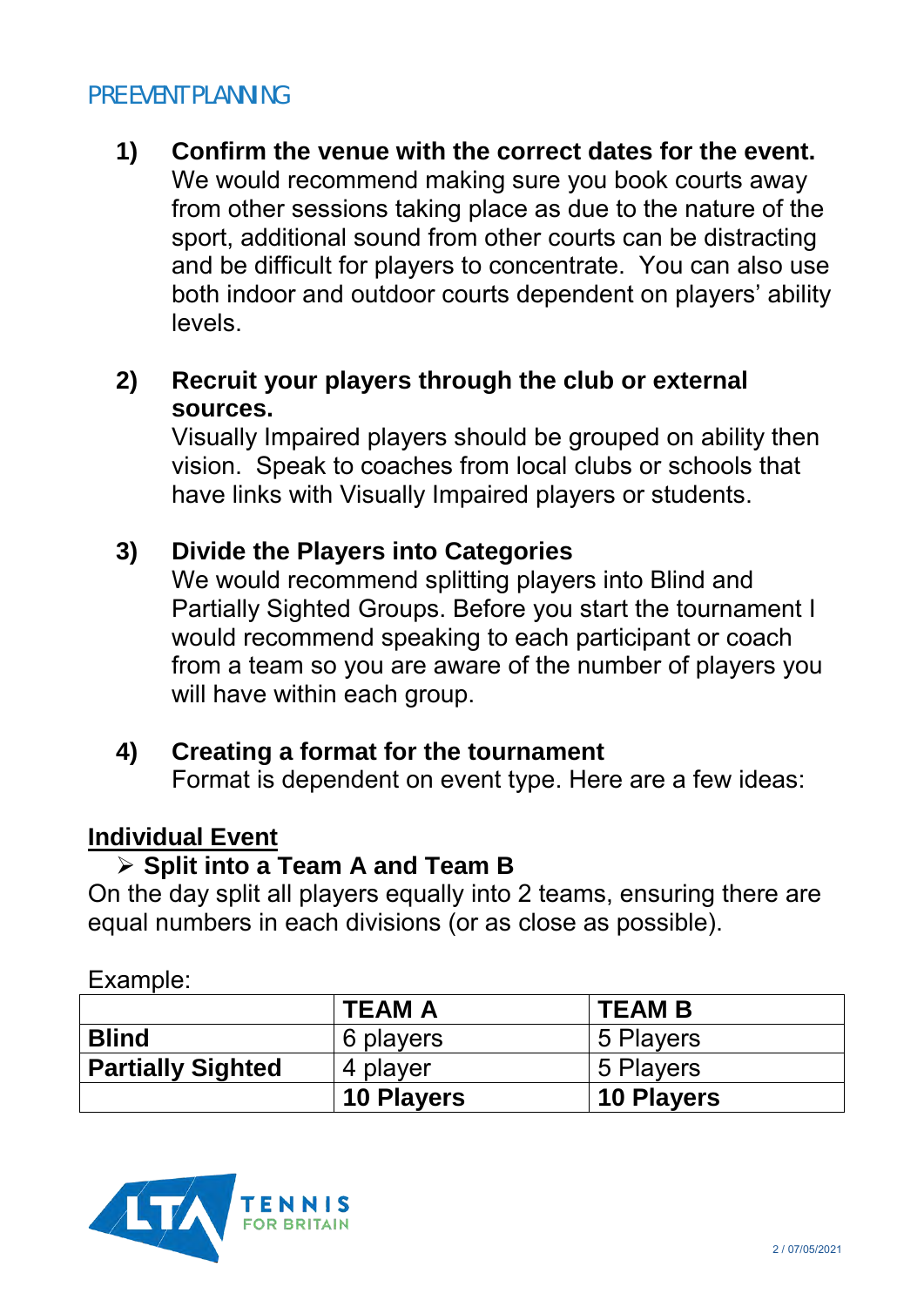## PRE EVENT PLANNING

1) **Confirm the venue with the correct dates for the event.** We would recommend making sure you book courts away from other sessions taking place as due to the nature of the sport, additional sound from other courts can be distracting and be difficult for players to concentrate. You can also use both indoor and outdoor courts dependent on players' ability levels.

2) **Recruit your players through the club or external sources.** Visually Impaired players should be grouped on ability then vision. Speak to coaches from local clubs or schools that have links with Visually Impaired players or students.

3) **Divide the Players into Categories** We would recommend splitting players into Blind and Partially Sighted Groups. Before you start the tournament I would recommend speaking to each participant or coach from a team so you are aware of the number of players you will have within each group.

4) **Creating a format for the tournament** Format is dependent on event type. Here are a few ideas:

**<u>Individual Event</u>**

- **Split into a Team A and Team B**

On the day split all players equally into 2 teams, ensuring there are equal numbers in each divisions (or as close as possible).

Example:

| | **TEAM A** | **TEAM B** |
|---|---|---|
| **Blind** | 6 players | 5 Players |
| **Partially Sighted** | 4 player | 5 Players |
| | **10 Players** | **10 Players** |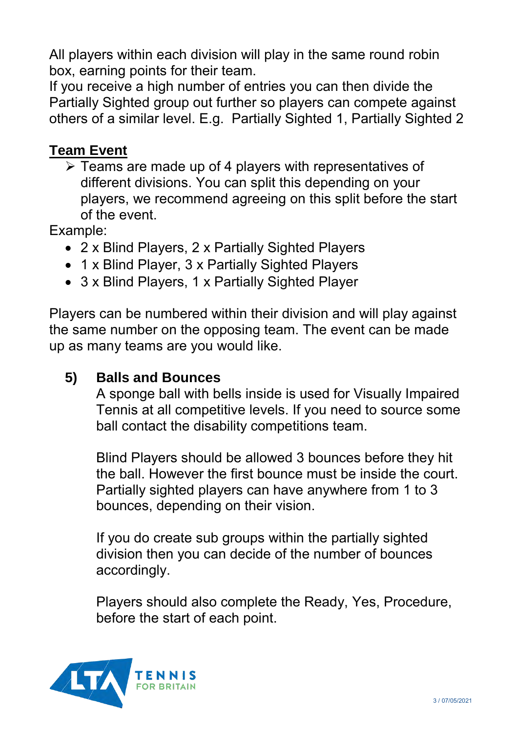All players within each division will play in the same round robin box, earning points for their team.
If you receive a high number of entries you can then divide the Partially Sighted group out further so players can compete against others of a similar level. E.g. Partially Sighted 1, Partially Sighted 2

**Team Event**

- Teams are made up of 4 players with representatives of different divisions. You can split this depending on your players, we recommend agreeing on this split before the start of the event.

Example:

- 2 x Blind Players, 2 x Partially Sighted Players
- 1 x Blind Player, 3 x Partially Sighted Players
- 3 x Blind Players, 1 x Partially Sighted Player

Players can be numbered within their division and will play against the same number on the opposing team. The event can be made up as many teams are you would like.

## 5) Balls and Bounces

A sponge ball with bells inside is used for Visually Impaired Tennis at all competitive levels. If you need to source some ball contact the disability competitions team.

Blind Players should be allowed 3 bounces before they hit the ball. However the first bounce must be inside the court. Partially sighted players can have anywhere from 1 to 3 bounces, depending on their vision.

If you do create sub groups within the partially sighted division then you can decide of the number of bounces accordingly.

Players should also complete the Ready, Yes, Procedure, before the start of each point.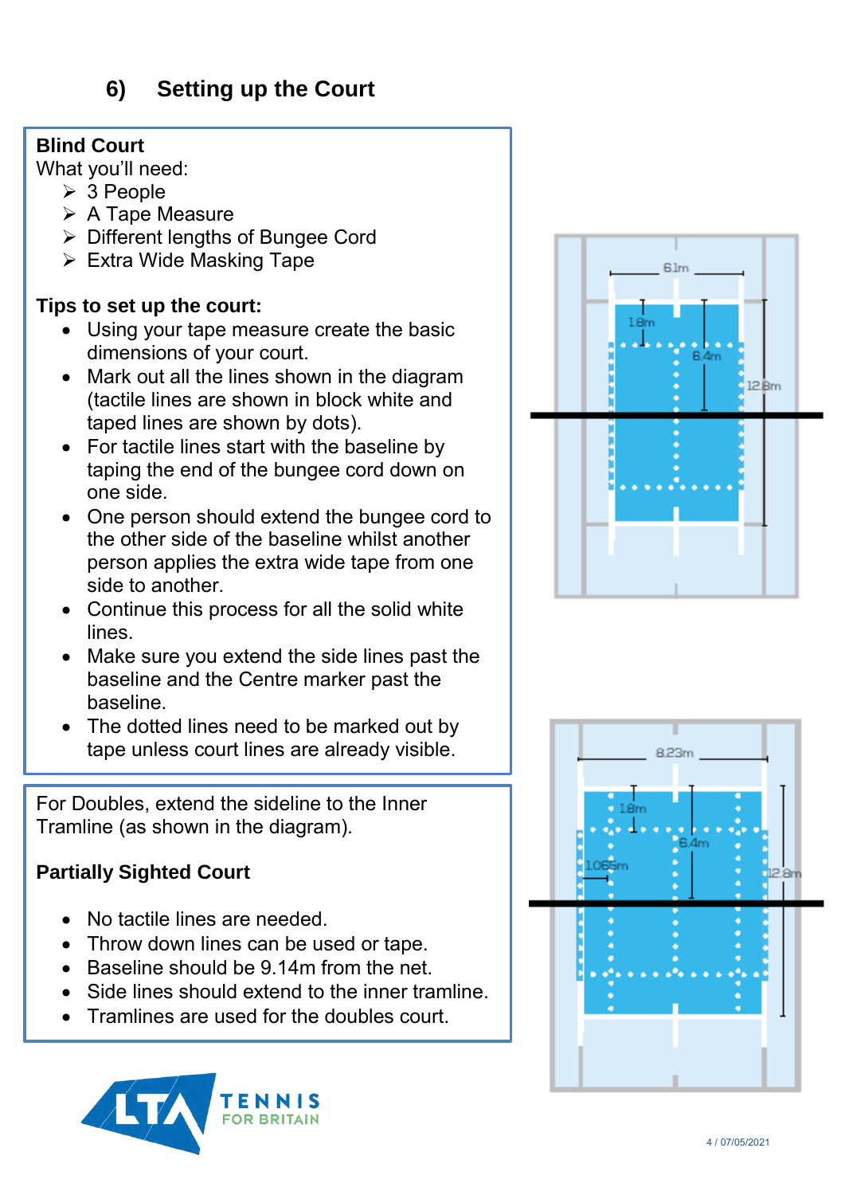## 6) Setting up the Court

**Blind Court**

What you'll need:

- 3 People
- A Tape Measure
- Different lengths of Bungee Cord
- Extra Wide Masking Tape

**Tips to set up the court:**

- Using your tape measure create the basic dimensions of your court.
- Mark out all the lines shown in the diagram (tactile lines are shown in block white and taped lines are shown by dots).
- For tactile lines start with the baseline by taping the end of the bungee cord down on one side.
- One person should extend the bungee cord to the other side of the baseline whilst another person applies the extra wide tape from one side to another.
- Continue this process for all the solid white lines.
- Make sure you extend the side lines past the baseline and the Centre marker past the baseline.
- The dotted lines need to be marked out by tape unless court lines are already visible.

6.1m
1.8m
6.4m
12.8m

For Doubles, extend the sideline to the Inner Tramline (as shown in the diagram).

**Partially Sighted Court**

- No tactile lines are needed.
- Throw down lines can be used or tape.
- Baseline should be 9.14m from the net.
- Side lines should extend to the inner tramline.
- Tramlines are used for the doubles court.

8.23m
1.8m
6.4m
1.065m
12.8m

LTA TENNIS FOR BRITAIN